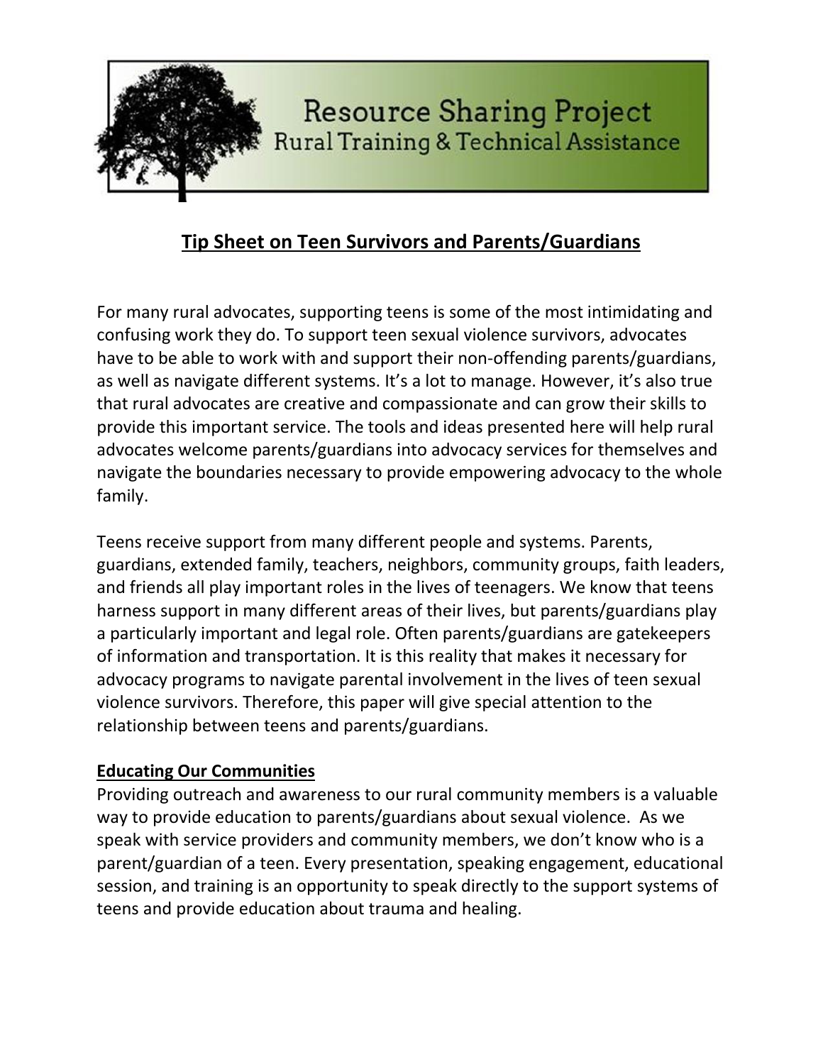Resource Sharing Project
Rural Training & Technical Assistance

# Tip Sheet on Teen Survivors and Parents/Guardians

For many rural advocates, supporting teens is some of the most intimidating and confusing work they do. To support teen sexual violence survivors, advocates have to be able to work with and support their non-offending parents/guardians, as well as navigate different systems. It's a lot to manage. However, it's also true that rural advocates are creative and compassionate and can grow their skills to provide this important service. The tools and ideas presented here will help rural advocates welcome parents/guardians into advocacy services for themselves and navigate the boundaries necessary to provide empowering advocacy to the whole family.

Teens receive support from many different people and systems. Parents, guardians, extended family, teachers, neighbors, community groups, faith leaders, and friends all play important roles in the lives of teenagers. We know that teens harness support in many different areas of their lives, but parents/guardians play a particularly important and legal role. Often parents/guardians are gatekeepers of information and transportation. It is this reality that makes it necessary for advocacy programs to navigate parental involvement in the lives of teen sexual violence survivors. Therefore, this paper will give special attention to the relationship between teens and parents/guardians.

## Educating Our Communities

Providing outreach and awareness to our rural community members is a valuable way to provide education to parents/guardians about sexual violence. As we speak with service providers and community members, we don't know who is a parent/guardian of a teen. Every presentation, speaking engagement, educational session, and training is an opportunity to speak directly to the support systems of teens and provide education about trauma and healing.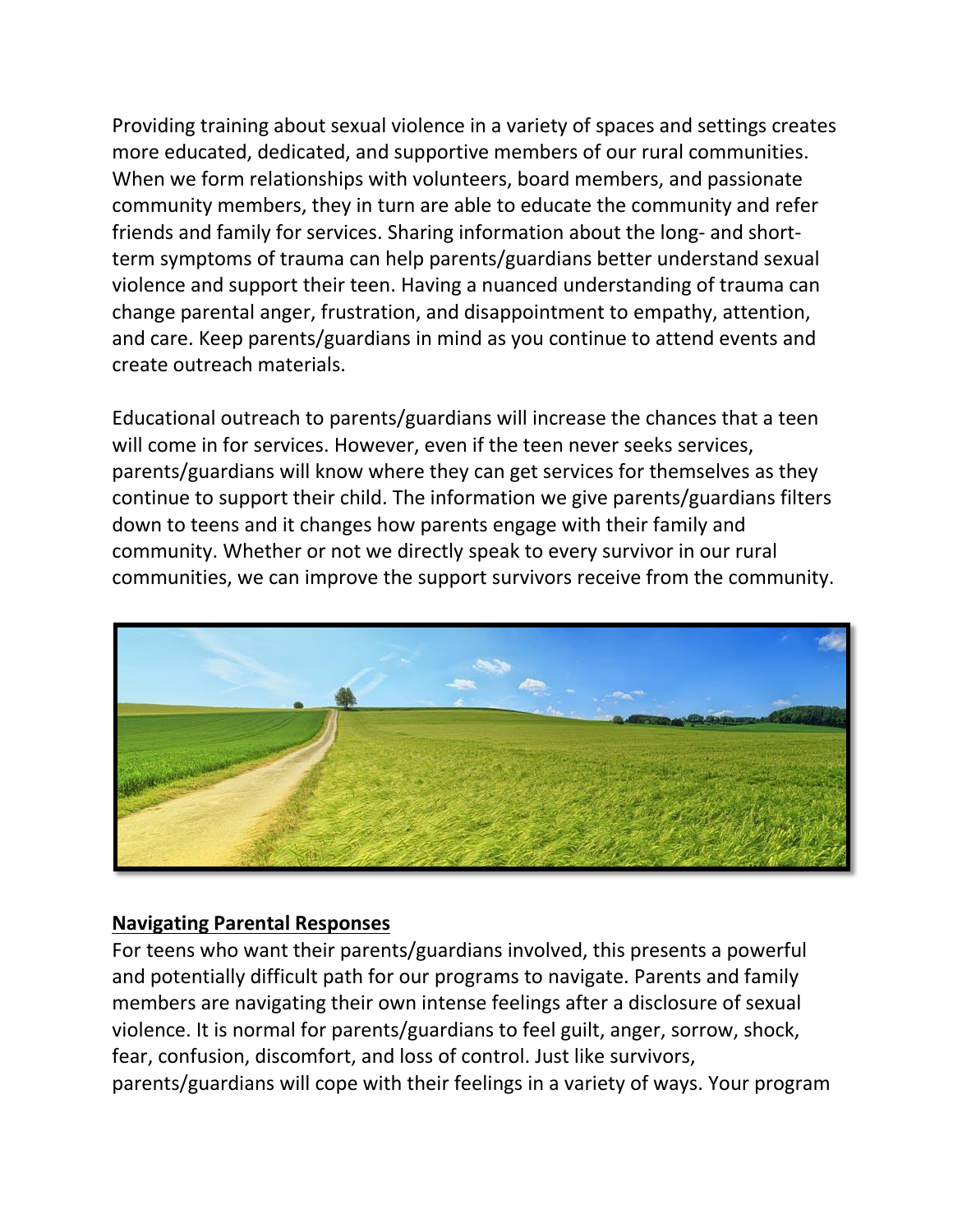Providing training about sexual violence in a variety of spaces and settings creates more educated, dedicated, and supportive members of our rural communities. When we form relationships with volunteers, board members, and passionate community members, they in turn are able to educate the community and refer friends and family for services. Sharing information about the long- and short-term symptoms of trauma can help parents/guardians better understand sexual violence and support their teen. Having a nuanced understanding of trauma can change parental anger, frustration, and disappointment to empathy, attention, and care. Keep parents/guardians in mind as you continue to attend events and create outreach materials.

Educational outreach to parents/guardians will increase the chances that a teen will come in for services. However, even if the teen never seeks services, parents/guardians will know where they can get services for themselves as they continue to support their child. The information we give parents/guardians filters down to teens and it changes how parents engage with their family and community. Whether or not we directly speak to every survivor in our rural communities, we can improve the support survivors receive from the community.

## Navigating Parental Responses

For teens who want their parents/guardians involved, this presents a powerful and potentially difficult path for our programs to navigate. Parents and family members are navigating their own intense feelings after a disclosure of sexual violence. It is normal for parents/guardians to feel guilt, anger, sorrow, shock, fear, confusion, discomfort, and loss of control. Just like survivors, parents/guardians will cope with their feelings in a variety of ways. Your program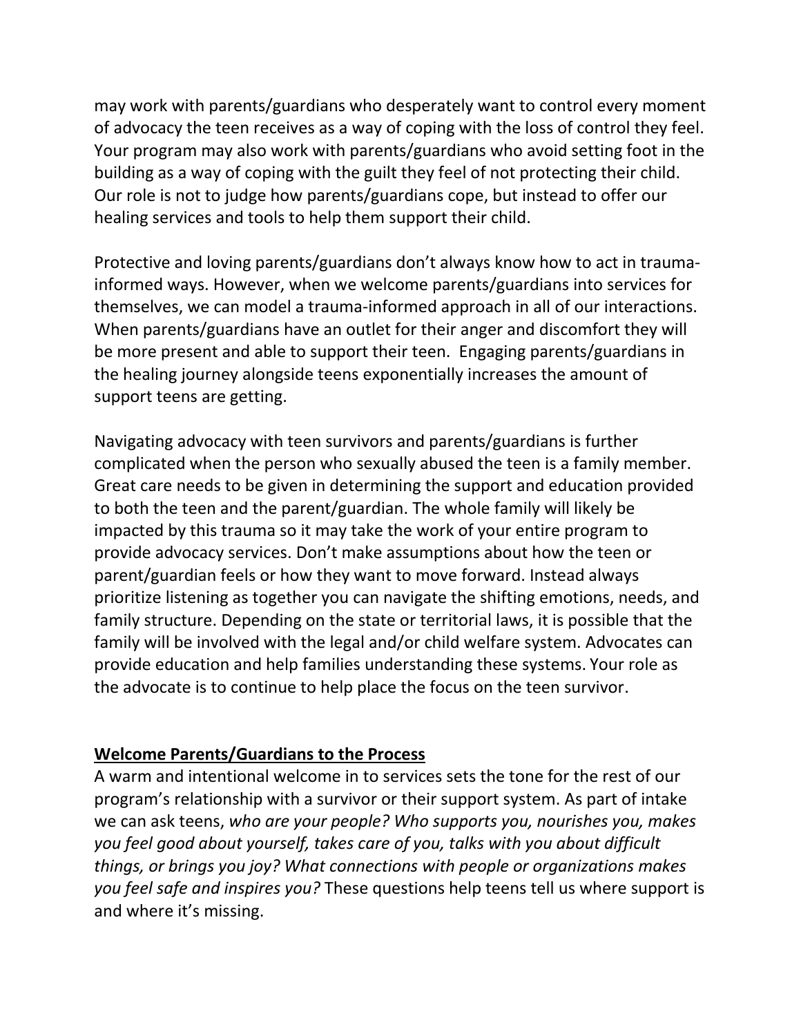may work with parents/guardians who desperately want to control every moment of advocacy the teen receives as a way of coping with the loss of control they feel. Your program may also work with parents/guardians who avoid setting foot in the building as a way of coping with the guilt they feel of not protecting their child. Our role is not to judge how parents/guardians cope, but instead to offer our healing services and tools to help them support their child.

Protective and loving parents/guardians don't always know how to act in trauma-informed ways. However, when we welcome parents/guardians into services for themselves, we can model a trauma-informed approach in all of our interactions. When parents/guardians have an outlet for their anger and discomfort they will be more present and able to support their teen. Engaging parents/guardians in the healing journey alongside teens exponentially increases the amount of support teens are getting.

Navigating advocacy with teen survivors and parents/guardians is further complicated when the person who sexually abused the teen is a family member. Great care needs to be given in determining the support and education provided to both the teen and the parent/guardian. The whole family will likely be impacted by this trauma so it may take the work of your entire program to provide advocacy services. Don't make assumptions about how the teen or parent/guardian feels or how they want to move forward. Instead always prioritize listening as together you can navigate the shifting emotions, needs, and family structure. Depending on the state or territorial laws, it is possible that the family will be involved with the legal and/or child welfare system. Advocates can provide education and help families understanding these systems. Your role as the advocate is to continue to help place the focus on the teen survivor.

**Welcome Parents/Guardians to the Process**

A warm and intentional welcome in to services sets the tone for the rest of our program's relationship with a survivor or their support system. As part of intake we can ask teens, *who are your people? Who supports you, nourishes you, makes you feel good about yourself, takes care of you, talks with you about difficult things, or brings you joy? What connections with people or organizations makes you feel safe and inspires you?* These questions help teens tell us where support is and where it's missing.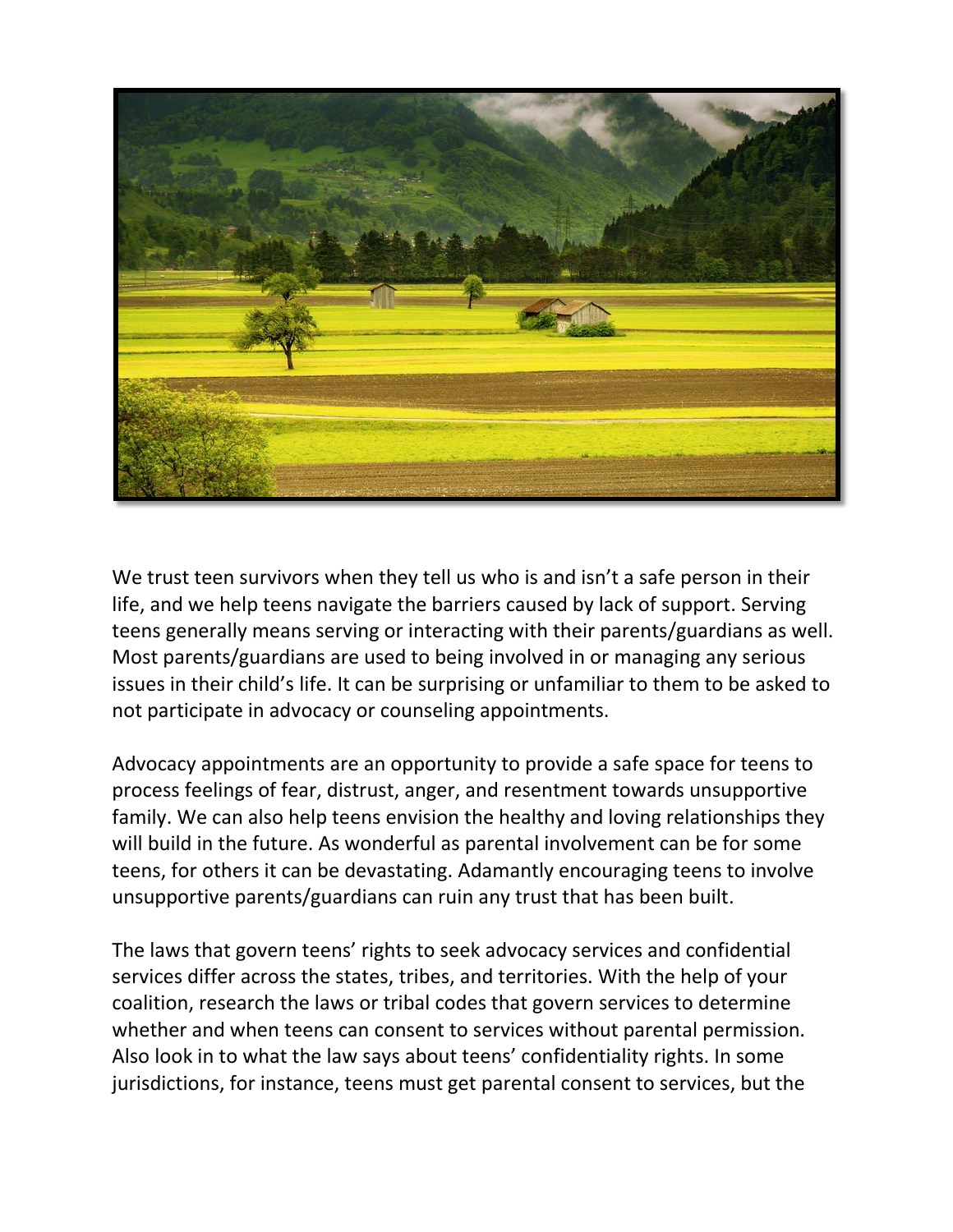We trust teen survivors when they tell us who is and isn't a safe person in their life, and we help teens navigate the barriers caused by lack of support. Serving teens generally means serving or interacting with their parents/guardians as well. Most parents/guardians are used to being involved in or managing any serious issues in their child's life. It can be surprising or unfamiliar to them to be asked to not participate in advocacy or counseling appointments.

Advocacy appointments are an opportunity to provide a safe space for teens to process feelings of fear, distrust, anger, and resentment towards unsupportive family. We can also help teens envision the healthy and loving relationships they will build in the future. As wonderful as parental involvement can be for some teens, for others it can be devastating. Adamantly encouraging teens to involve unsupportive parents/guardians can ruin any trust that has been built.

The laws that govern teens' rights to seek advocacy services and confidential services differ across the states, tribes, and territories. With the help of your coalition, research the laws or tribal codes that govern services to determine whether and when teens can consent to services without parental permission. Also look in to what the law says about teens' confidentiality rights. In some jurisdictions, for instance, teens must get parental consent to services, but the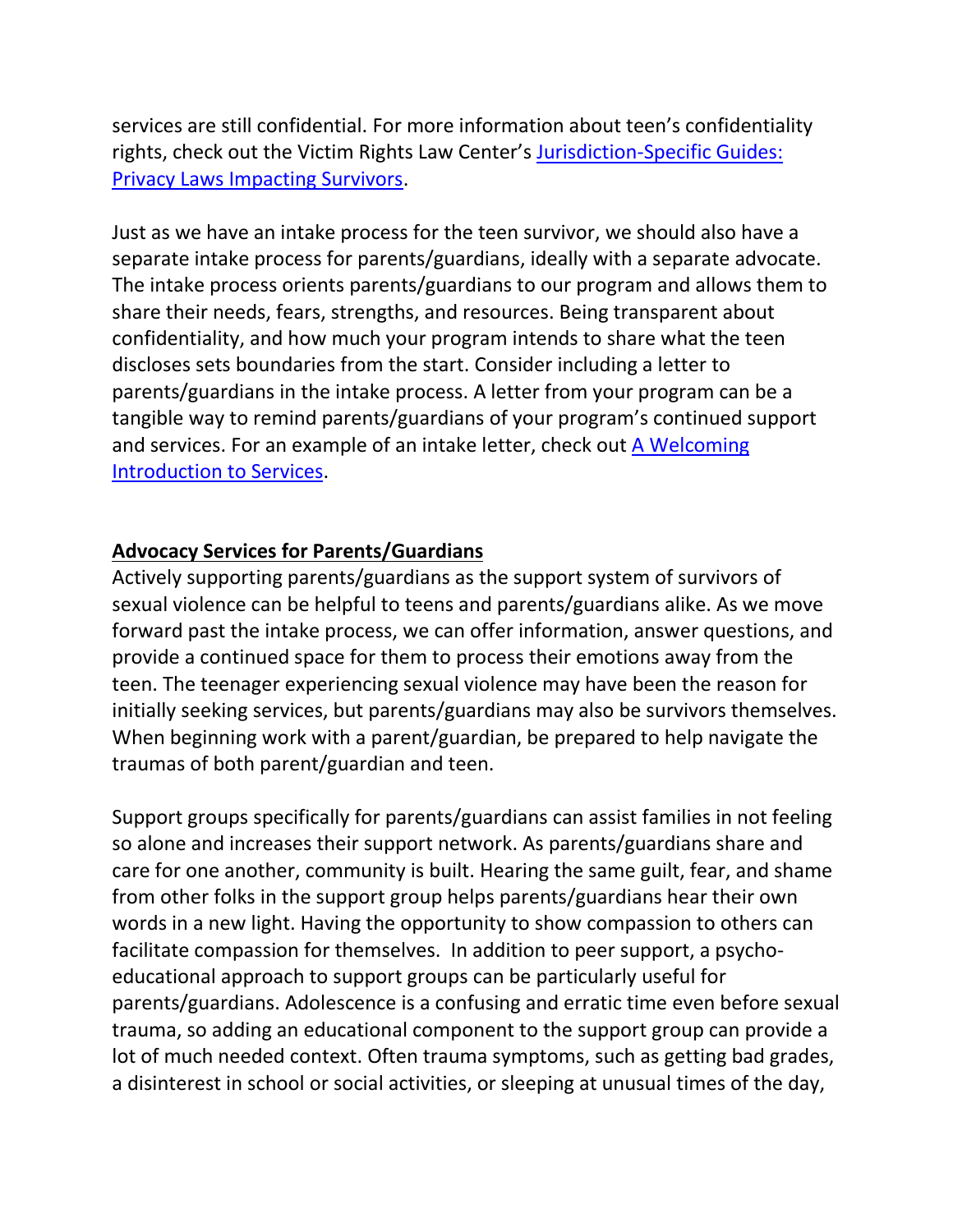services are still confidential. For more information about teen's confidentiality rights, check out the Victim Rights Law Center's [Jurisdiction-Specific Guides: Privacy Laws Impacting Survivors](#).

Just as we have an intake process for the teen survivor, we should also have a separate intake process for parents/guardians, ideally with a separate advocate. The intake process orients parents/guardians to our program and allows them to share their needs, fears, strengths, and resources. Being transparent about confidentiality, and how much your program intends to share what the teen discloses sets boundaries from the start. Consider including a letter to parents/guardians in the intake process. A letter from your program can be a tangible way to remind parents/guardians of your program's continued support and services. For an example of an intake letter, check out [A Welcoming Introduction to Services](#).

**Advocacy Services for Parents/Guardians**

Actively supporting parents/guardians as the support system of survivors of sexual violence can be helpful to teens and parents/guardians alike. As we move forward past the intake process, we can offer information, answer questions, and provide a continued space for them to process their emotions away from the teen. The teenager experiencing sexual violence may have been the reason for initially seeking services, but parents/guardians may also be survivors themselves. When beginning work with a parent/guardian, be prepared to help navigate the traumas of both parent/guardian and teen.

Support groups specifically for parents/guardians can assist families in not feeling so alone and increases their support network. As parents/guardians share and care for one another, community is built. Hearing the same guilt, fear, and shame from other folks in the support group helps parents/guardians hear their own words in a new light. Having the opportunity to show compassion to others can facilitate compassion for themselves. In addition to peer support, a psycho-educational approach to support groups can be particularly useful for parents/guardians. Adolescence is a confusing and erratic time even before sexual trauma, so adding an educational component to the support group can provide a lot of much needed context. Often trauma symptoms, such as getting bad grades, a disinterest in school or social activities, or sleeping at unusual times of the day,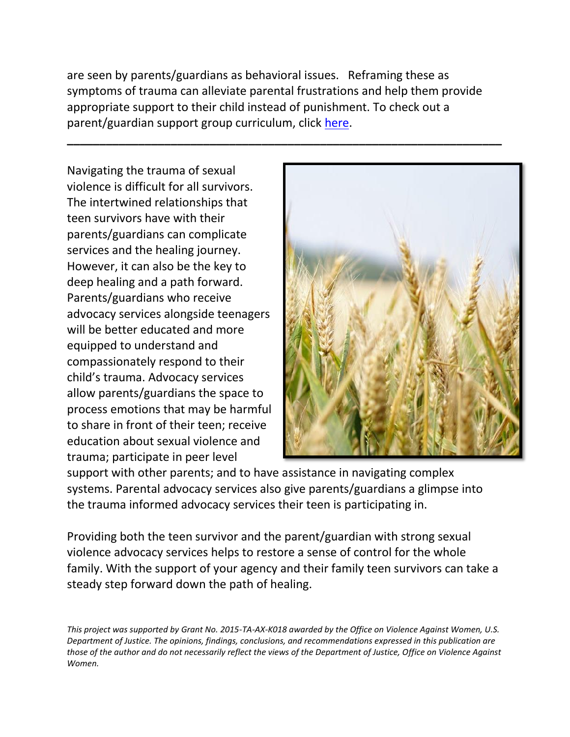are seen by parents/guardians as behavioral issues. Reframing these as symptoms of trauma can alleviate parental frustrations and help them provide appropriate support to their child instead of punishment. To check out a parent/guardian support group curriculum, click here.

---

Navigating the trauma of sexual violence is difficult for all survivors. The intertwined relationships that teen survivors have with their parents/guardians can complicate services and the healing journey. However, it can also be the key to deep healing and a path forward. Parents/guardians who receive advocacy services alongside teenagers will be better educated and more equipped to understand and compassionately respond to their child's trauma. Advocacy services allow parents/guardians the space to process emotions that may be harmful to share in front of their teen; receive education about sexual violence and trauma; participate in peer level support with other parents; and to have assistance in navigating complex systems. Parental advocacy services also give parents/guardians a glimpse into the trauma informed advocacy services their teen is participating in.

Providing both the teen survivor and the parent/guardian with strong sexual violence advocacy services helps to restore a sense of control for the whole family. With the support of your agency and their family teen survivors can take a steady step forward down the path of healing.

*This project was supported by Grant No. 2015-TA-AX-K018 awarded by the Office on Violence Against Women, U.S. Department of Justice. The opinions, findings, conclusions, and recommendations expressed in this publication are those of the author and do not necessarily reflect the views of the Department of Justice, Office on Violence Against Women.*